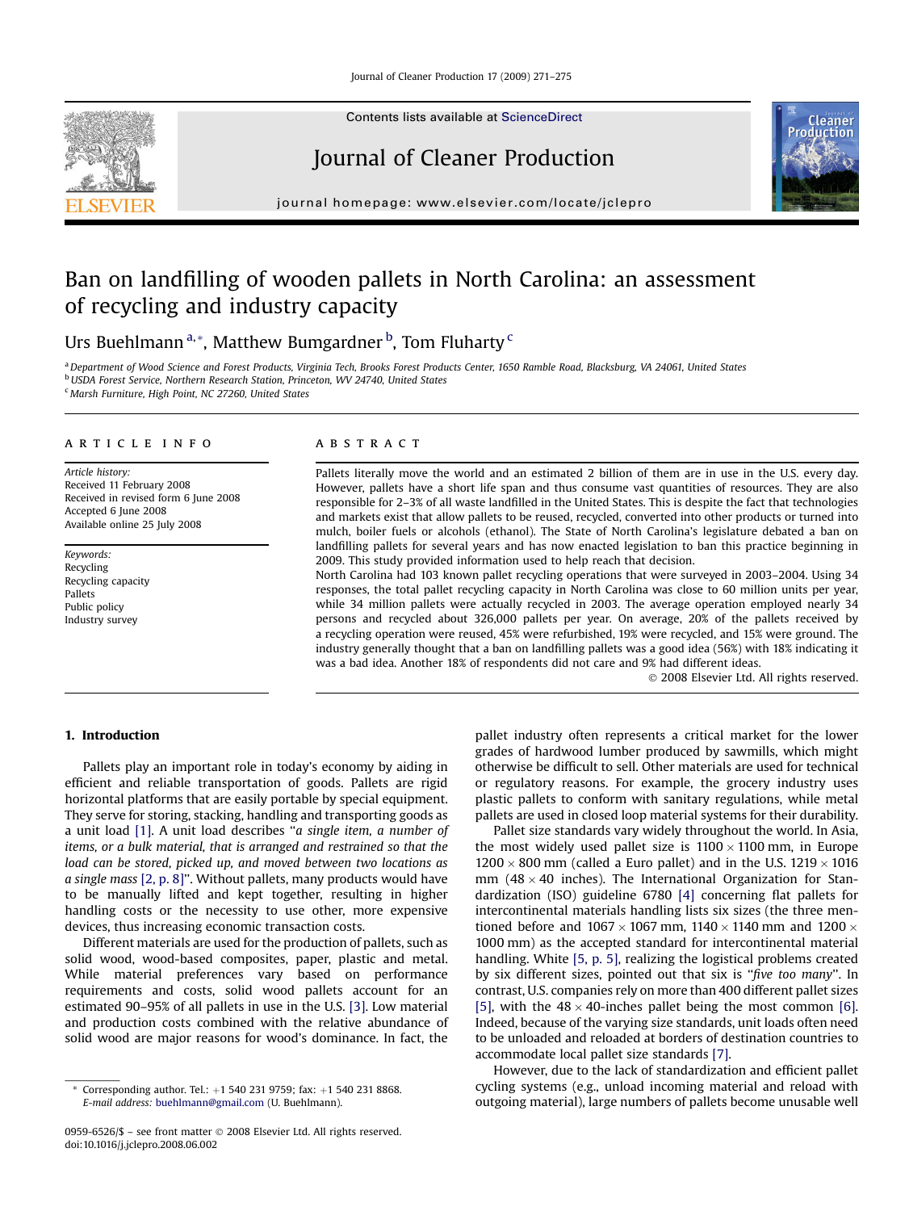# Ban on landfilling of wooden pallets in North Carolina: an assessment of recycling and industry capacity

Urs Buehlmann [a,*], Matthew Bumgardner [b], Tom Fluharty [c]

[a] Department of Wood Science and Forest Products, Virginia Tech, Brooks Forest Products Center, 1650 Ramble Road, Blacksburg, VA 24061, United States
[b] USDA Forest Service, Northern Research Station, Princeton, WV 24740, United States
[c] Marsh Furniture, High Point, NC 27260, United States

## ARTICLE INFO

*Article history:*
Received 11 February 2008
Received in revised form 6 June 2008
Accepted 6 June 2008
Available online 25 July 2008

*Keywords:*
Recycling
Recycling capacity
Pallets
Public policy
Industry survey

## ABSTRACT

Pallets literally move the world and an estimated 2 billion of them are in use in the U.S. every day. However, pallets have a short life span and thus consume vast quantities of resources. They are also responsible for 2–3% of all waste landfilled in the United States. This is despite the fact that technologies and markets exist that allow pallets to be reused, recycled, converted into other products or turned into mulch, boiler fuels or alcohols (ethanol). The State of North Carolina's legislature debated a ban on landfilling pallets for several years and has now enacted legislation to ban this practice beginning in 2009. This study provided information used to help reach that decision.

North Carolina had 103 known pallet recycling operations that were surveyed in 2003–2004. Using 34 responses, the total pallet recycling capacity in North Carolina was close to 60 million units per year, while 34 million pallets were actually recycled in 2003. The average operation employed nearly 34 persons and recycled about 326,000 pallets per year. On average, 20% of the pallets received by a recycling operation were reused, 45% were refurbished, 19% were recycled, and 15% were ground. The industry generally thought that a ban on landfilling pallets was a good idea (56%) with 18% indicating it was a bad idea. Another 18% of respondents did not care and 9% had different ideas.

© 2008 Elsevier Ltd. All rights reserved.

## 1. Introduction

Pallets play an important role in today's economy by aiding in efficient and reliable transportation of goods. Pallets are rigid horizontal platforms that are easily portable by special equipment. They serve for storing, stacking, handling and transporting goods as a unit load [1]. A unit load describes "*a single item, a number of items, or a bulk material, that is arranged and restrained so that the load can be stored, picked up, and moved between two locations as a single mass* [2, p. 8]". Without pallets, many products would have to be manually lifted and kept together, resulting in higher handling costs or the necessity to use other, more expensive devices, thus increasing economic transaction costs.

Different materials are used for the production of pallets, such as solid wood, wood-based composites, paper, plastic and metal. While material preferences vary based on performance requirements and costs, solid wood pallets account for an estimated 90–95% of all pallets in use in the U.S. [3]. Low material and production costs combined with the relative abundance of solid wood are major reasons for wood's dominance. In fact, the pallet industry often represents a critical market for the lower grades of hardwood lumber produced by sawmills, which might otherwise be difficult to sell. Other materials are used for technical or regulatory reasons. For example, the grocery industry uses plastic pallets to conform with sanitary regulations, while metal pallets are used in closed loop material systems for their durability.

Pallet size standards vary widely throughout the world. In Asia, the most widely used pallet size is 1100 × 1100 mm, in Europe 1200 × 800 mm (called a Euro pallet) and in the U.S. 1219 × 1016 mm (48 × 40 inches). The International Organization for Standardization (ISO) guideline 6780 [4] concerning flat pallets for intercontinental materials handling lists six sizes (the three mentioned before and 1067 × 1067 mm, 1140 × 1140 mm and 1200 × 1000 mm) as the accepted standard for intercontinental material handling. White [5, p. 5], realizing the logistical problems created by six different sizes, pointed out that six is "*five too many*". In contrast, U.S. companies rely on more than 400 different pallet sizes [5], with the 48 × 40-inches pallet being the most common [6]. Indeed, because of the varying size standards, unit loads often need to be unloaded and reloaded at borders of destination countries to accommodate local pallet size standards [7].

However, due to the lack of standardization and efficient pallet cycling systems (e.g., unload incoming material and reload with outgoing material), large numbers of pallets become unusable well

---

* Corresponding author. Tel.: +1 540 231 9759; fax: +1 540 231 8868.
*E-mail address:* buehlmann@gmail.com (U. Buehlmann).

0959-6526/$ – see front matter © 2008 Elsevier Ltd. All rights reserved.
doi:10.1016/j.jclepro.2008.06.002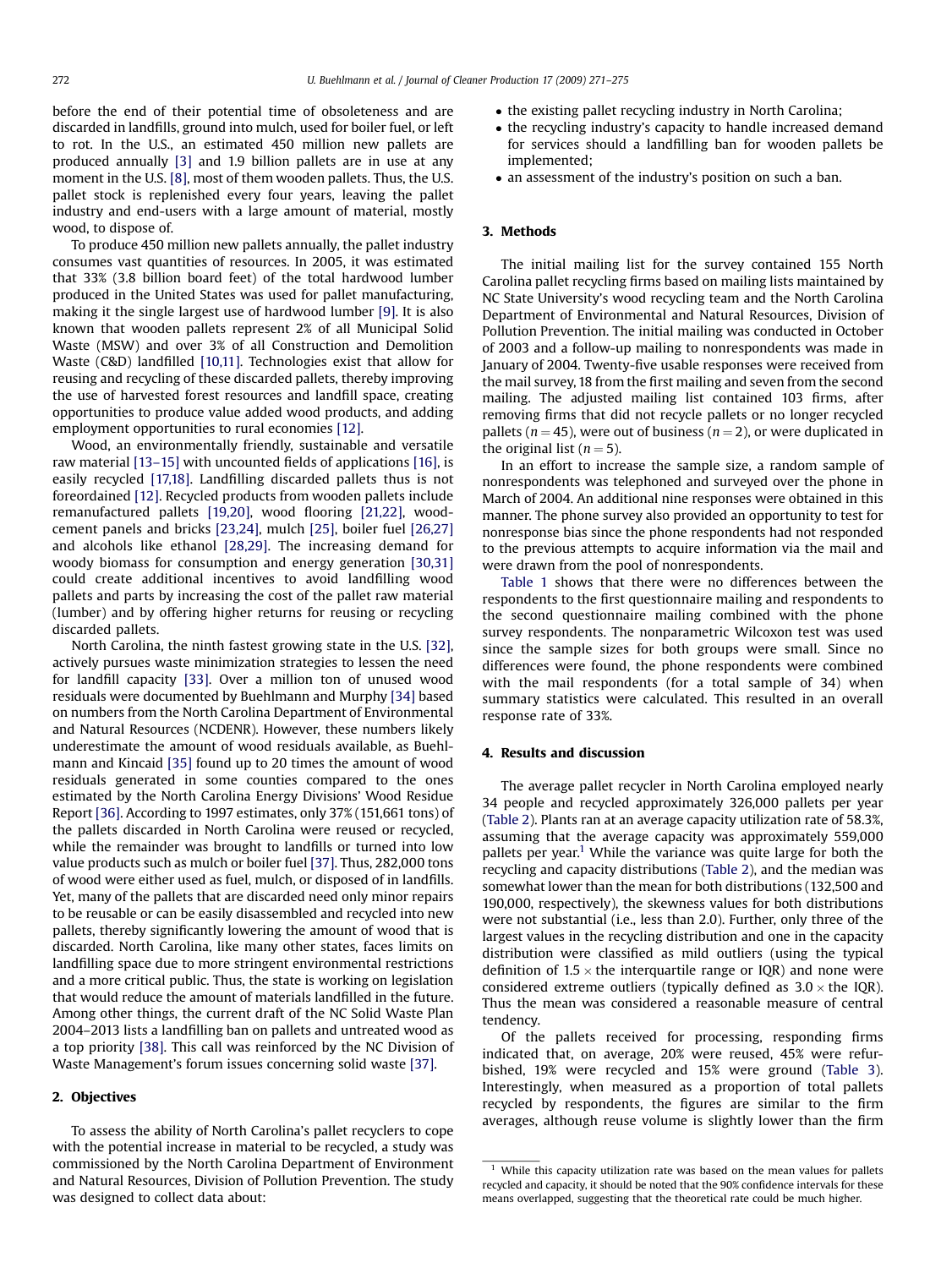before the end of their potential time of obsoleteness and are discarded in landfills, ground into mulch, used for boiler fuel, or left to rot. In the U.S., an estimated 450 million new pallets are produced annually [3] and 1.9 billion pallets are in use at any moment in the U.S. [8], most of them wooden pallets. Thus, the U.S. pallet stock is replenished every four years, leaving the pallet industry and end-users with a large amount of material, mostly wood, to dispose of.

To produce 450 million new pallets annually, the pallet industry consumes vast quantities of resources. In 2005, it was estimated that 33% (3.8 billion board feet) of the total hardwood lumber produced in the United States was used for pallet manufacturing, making it the single largest use of hardwood lumber [9]. It is also known that wooden pallets represent 2% of all Municipal Solid Waste (MSW) and over 3% of all Construction and Demolition Waste (C&D) landfilled [10,11]. Technologies exist that allow for reusing and recycling of these discarded pallets, thereby improving the use of harvested forest resources and landfill space, creating opportunities to produce value added wood products, and adding employment opportunities to rural economies [12].

Wood, an environmentally friendly, sustainable and versatile raw material [13–15] with uncounted fields of applications [16], is easily recycled [17,18]. Landfilling discarded pallets thus is not foreordained [12]. Recycled products from wooden pallets include remanufactured pallets [19,20], wood flooring [21,22], wood-cement panels and bricks [23,24], mulch [25], boiler fuel [26,27] and alcohols like ethanol [28,29]. The increasing demand for woody biomass for consumption and energy generation [30,31] could create additional incentives to avoid landfilling wood pallets and parts by increasing the cost of the pallet raw material (lumber) and by offering higher returns for reusing or recycling discarded pallets.

North Carolina, the ninth fastest growing state in the U.S. [32], actively pursues waste minimization strategies to lessen the need for landfill capacity [33]. Over a million ton of unused wood residuals were documented by Buehlmann and Murphy [34] based on numbers from the North Carolina Department of Environmental and Natural Resources (NCDENR). However, these numbers likely underestimate the amount of wood residuals available, as Buehlmann and Kincaid [35] found up to 20 times the amount of wood residuals generated in some counties compared to the ones estimated by the North Carolina Energy Divisions' Wood Residue Report [36]. According to 1997 estimates, only 37% (151,661 tons) of the pallets discarded in North Carolina were reused or recycled, while the remainder was brought to landfills or turned into low value products such as mulch or boiler fuel [37]. Thus, 282,000 tons of wood were either used as fuel, mulch, or disposed of in landfills. Yet, many of the pallets that are discarded need only minor repairs to be reusable or can be easily disassembled and recycled into new pallets, thereby significantly lowering the amount of wood that is discarded. North Carolina, like many other states, faces limits on landfilling space due to more stringent environmental restrictions and a more critical public. Thus, the state is working on legislation that would reduce the amount of materials landfilled in the future. Among other things, the current draft of the NC Solid Waste Plan 2004–2013 lists a landfilling ban on pallets and untreated wood as a top priority [38]. This call was reinforced by the NC Division of Waste Management's forum issues concerning solid waste [37].

## 2. Objectives

To assess the ability of North Carolina's pallet recyclers to cope with the potential increase in material to be recycled, a study was commissioned by the North Carolina Department of Environment and Natural Resources, Division of Pollution Prevention. The study was designed to collect data about:

- the existing pallet recycling industry in North Carolina;
- the recycling industry's capacity to handle increased demand for services should a landfilling ban for wooden pallets be implemented;
- an assessment of the industry's position on such a ban.

## 3. Methods

The initial mailing list for the survey contained 155 North Carolina pallet recycling firms based on mailing lists maintained by NC State University's wood recycling team and the North Carolina Department of Environmental and Natural Resources, Division of Pollution Prevention. The initial mailing was conducted in October of 2003 and a follow-up mailing to nonrespondents was made in January of 2004. Twenty-five usable responses were received from the mail survey, 18 from the first mailing and seven from the second mailing. The adjusted mailing list contained 103 firms, after removing firms that did not recycle pallets or no longer recycled pallets ($n = 45$), were out of business ($n = 2$), or were duplicated in the original list ($n = 5$).

In an effort to increase the sample size, a random sample of nonrespondents was telephoned and surveyed over the phone in March of 2004. An additional nine responses were obtained in this manner. The phone survey also provided an opportunity to test for nonresponse bias since the phone respondents had not responded to the previous attempts to acquire information via the mail and were drawn from the pool of nonrespondents.

Table 1 shows that there were no differences between the respondents to the first questionnaire mailing and respondents to the second questionnaire mailing combined with the phone survey respondents. The nonparametric Wilcoxon test was used since the sample sizes for both groups were small. Since no differences were found, the phone respondents were combined with the mail respondents (for a total sample of 34) when summary statistics were calculated. This resulted in an overall response rate of 33%.

## 4. Results and discussion

The average pallet recycler in North Carolina employed nearly 34 people and recycled approximately 326,000 pallets per year (Table 2). Plants ran at an average capacity utilization rate of 58.3%, assuming that the average capacity was approximately 559,000 pallets per year.[1] While the variance was quite large for both the recycling and capacity distributions (Table 2), and the median was somewhat lower than the mean for both distributions (132,500 and 190,000, respectively), the skewness values for both distributions were not substantial (i.e., less than 2.0). Further, only three of the largest values in the recycling distribution and one in the capacity distribution were classified as mild outliers (using the typical definition of $1.5 \times$ the interquartile range or IQR) and none were considered extreme outliers (typically defined as $3.0 \times$ the IQR). Thus the mean was considered a reasonable measure of central tendency.

Of the pallets received for processing, responding firms indicated that, on average, 20% were reused, 45% were refurbished, 19% were recycled and 15% were ground (Table 3). Interestingly, when measured as a proportion of total pallets recycled by respondents, the figures are similar to the firm averages, although reuse volume is slightly lower than the firm

[1] While this capacity utilization rate was based on the mean values for pallets recycled and capacity, it should be noted that the 90% confidence intervals for these means overlapped, suggesting that the theoretical rate could be much higher.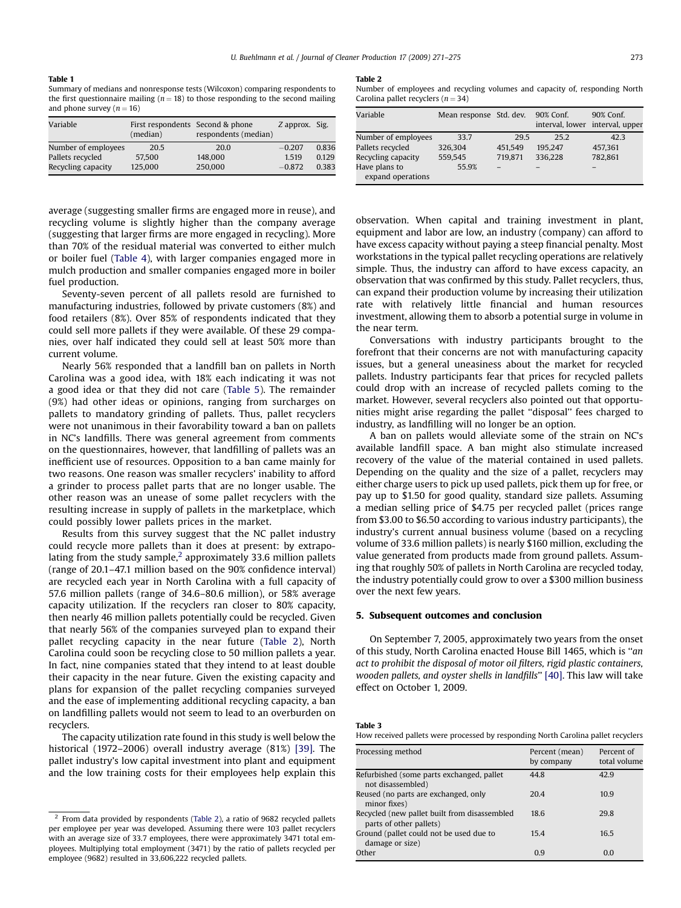**Table 1**
Summary of medians and nonresponse tests (Wilcoxon) comparing respondents to the first questionnaire mailing ($n = 18$) to those responding to the second mailing and phone survey ($n = 16$)

| Variable | First respondents (median) | Second & phone respondents (median) | Z approx. | Sig. |
|---|---|---|---|---|
| Number of employees | 20.5 | 20.0 | −0.207 | 0.836 |
| Pallets recycled | 57,500 | 148,000 | 1.519 | 0.129 |
| Recycling capacity | 125,000 | 250,000 | −0.872 | 0.383 |

average (suggesting smaller firms are engaged more in reuse), and recycling volume is slightly higher than the company average (suggesting that larger firms are more engaged in recycling). More than 70% of the residual material was converted to either mulch or boiler fuel (Table 4), with larger companies engaged more in mulch production and smaller companies engaged more in boiler fuel production.

Seventy-seven percent of all pallets resold are furnished to manufacturing industries, followed by private customers (8%) and food retailers (8%). Over 85% of respondents indicated that they could sell more pallets if they were available. Of these 29 companies, over half indicated they could sell at least 50% more than current volume.

Nearly 56% responded that a landfill ban on pallets in North Carolina was a good idea, with 18% each indicating it was not a good idea or that they did not care (Table 5). The remainder (9%) had other ideas or opinions, ranging from surcharges on pallets to mandatory grinding of pallets. Thus, pallet recyclers were not unanimous in their favorability toward a ban on pallets in NC's landfills. There was general agreement from comments on the questionnaires, however, that landfilling of pallets was an inefficient use of resources. Opposition to a ban came mainly for two reasons. One reason was smaller recyclers' inability to afford a grinder to process pallet parts that are no longer usable. The other reason was an unease of some pallet recyclers with the resulting increase in supply of pallets in the marketplace, which could possibly lower pallets prices in the market.

Results from this survey suggest that the NC pallet industry could recycle more pallets than it does at present: by extrapolating from the study sample,[2] approximately 33.6 million pallets (range of 20.1–47.1 million based on the 90% confidence interval) are recycled each year in North Carolina with a full capacity of 57.6 million pallets (range of 34.6–80.6 million), or 58% average capacity utilization. If the recyclers ran closer to 80% capacity, then nearly 46 million pallets potentially could be recycled. Given that nearly 56% of the companies surveyed plan to expand their pallet recycling capacity in the near future (Table 2), North Carolina could soon be recycling close to 50 million pallets a year. In fact, nine companies stated that they intend to at least double their capacity in the near future. Given the existing capacity and plans for expansion of the pallet recycling companies surveyed and the ease of implementing additional recycling capacity, a ban on landfilling pallets would not seem to lead to an overburden on recyclers.

The capacity utilization rate found in this study is well below the historical (1972–2006) overall industry average (81%) [39]. The pallet industry's low capital investment into plant and equipment and the low training costs for their employees help explain this observation. When capital and training investment in plant, equipment and labor are low, an industry (company) can afford to have excess capacity without paying a steep financial penalty. Most workstations in the typical pallet recycling operations are relatively simple. Thus, the industry can afford to have excess capacity, an observation that was confirmed by this study. Pallet recyclers, thus, can expand their production volume by increasing their utilization rate with relatively little financial and human resources investment, allowing them to absorb a potential surge in volume in the near term.

[2] From data provided by respondents (Table 2), a ratio of 9682 recycled pallets per employee per year was developed. Assuming there were 103 pallet recyclers with an average size of 33.7 employees, there were approximately 3471 total employees. Multiplying total employment (3471) by the ratio of pallets recycled per employee (9682) resulted in 33,606,222 recycled pallets.

**Table 2**
Number of employees and recycling volumes and capacity of, responding North Carolina pallet recyclers ($n = 34$)

| Variable | Mean response | Std. dev. | 90% Conf. interval, lower | 90% Conf. interval, upper |
|---|---|---|---|---|
| Number of employees | 33.7 | 29.5 | 25.2 | 42.3 |
| Pallets recycled | 326,304 | 451,549 | 195,247 | 457,361 |
| Recycling capacity | 559,545 | 719,871 | 336,228 | 782,861 |
| Have plans to expand operations | 55.9% | – | – | – |

Conversations with industry participants brought to the forefront that their concerns are not with manufacturing capacity issues, but a general uneasiness about the market for recycled pallets. Industry participants fear that prices for recycled pallets could drop with an increase of recycled pallets coming to the market. However, several recyclers also pointed out that opportunities might arise regarding the pallet "disposal" fees charged to industry, as landfilling will no longer be an option.

A ban on pallets would alleviate some of the strain on NC's available landfill space. A ban might also stimulate increased recovery of the value of the material contained in used pallets. Depending on the quality and the size of a pallet, recyclers may either charge users to pick up used pallets, pick them up for free, or pay up to $1.50 for good quality, standard size pallets. Assuming a median selling price of $4.75 per recycled pallet (prices range from $3.00 to $6.50 according to various industry participants), the industry's current annual business volume (based on a recycling volume of 33.6 million pallets) is nearly $160 million, excluding the value generated from products made from ground pallets. Assuming that roughly 50% of pallets in North Carolina are recycled today, the industry potentially could grow to over a $300 million business over the next few years.

## 5. Subsequent outcomes and conclusion

On September 7, 2005, approximately two years from the onset of this study, North Carolina enacted House Bill 1465, which is "*an act to prohibit the disposal of motor oil filters, rigid plastic containers, wooden pallets, and oyster shells in landfills*" [40]. This law will take effect on October 1, 2009.

**Table 3**
How received pallets were processed by responding North Carolina pallet recyclers

| Processing method | Percent (mean) by company | Percent of total volume |
|---|---|---|
| Refurbished (some parts exchanged, pallet not disassembled) | 44.8 | 42.9 |
| Reused (no parts are exchanged, only minor fixes) | 20.4 | 10.9 |
| Recycled (new pallet built from disassembled parts of other pallets) | 18.6 | 29.8 |
| Ground (pallet could not be used due to damage or size) | 15.4 | 16.5 |
| Other | 0.9 | 0.0 |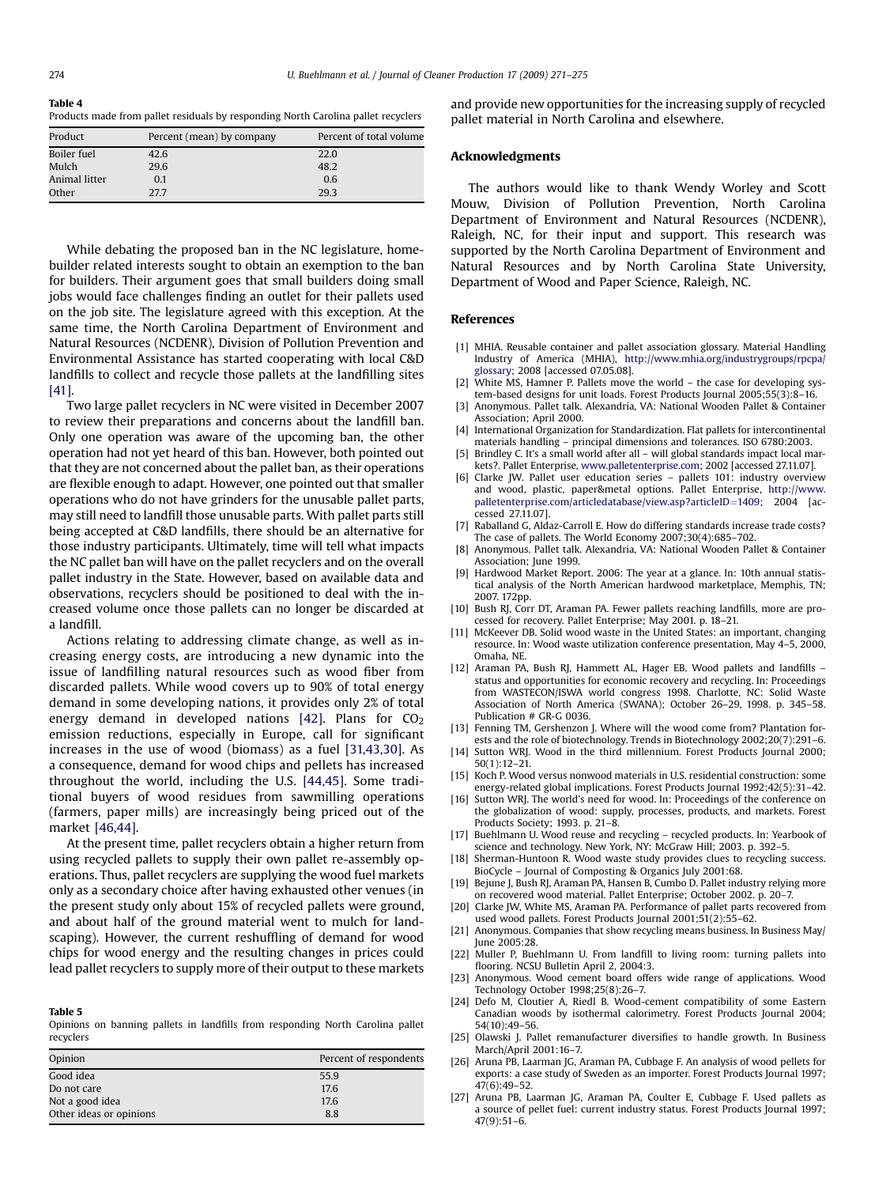**Table 4**
Products made from pallet residuals by responding North Carolina pallet recyclers

| Product | Percent (mean) by company | Percent of total volume |
|---|---|---|
| Boiler fuel | 42.6 | 22.0 |
| Mulch | 29.6 | 48.2 |
| Animal litter | 0.1 | 0.6 |
| Other | 27.7 | 29.3 |

While debating the proposed ban in the NC legislature, homebuilder related interests sought to obtain an exemption to the ban for builders. Their argument goes that small builders doing small jobs would face challenges finding an outlet for their pallets used on the job site. The legislature agreed with this exception. At the same time, the North Carolina Department of Environment and Natural Resources (NCDENR), Division of Pollution Prevention and Environmental Assistance has started cooperating with local C&D landfills to collect and recycle those pallets at the landfilling sites [41].

Two large pallet recyclers in NC were visited in December 2007 to review their preparations and concerns about the landfill ban. Only one operation was aware of the upcoming ban, the other operation had not yet heard of this ban. However, both pointed out that they are not concerned about the pallet ban, as their operations are flexible enough to adapt. However, one pointed out that smaller operations who do not have grinders for the unusable pallet parts, may still need to landfill those unusable parts. With pallet parts still being accepted at C&D landfills, there should be an alternative for those industry participants. Ultimately, time will tell what impacts the NC pallet ban will have on the pallet recyclers and on the overall pallet industry in the State. However, based on available data and observations, recyclers should be positioned to deal with the increased volume once those pallets can no longer be discarded at a landfill.

Actions relating to addressing climate change, as well as increasing energy costs, are introducing a new dynamic into the issue of landfilling natural resources such as wood fiber from discarded pallets. While wood covers up to 90% of total energy demand in some developing nations, it provides only 2% of total energy demand in developed nations [42]. Plans for $CO_2$ emission reductions, especially in Europe, call for significant increases in the use of wood (biomass) as a fuel [31,43,30]. As a consequence, demand for wood chips and pellets has increased throughout the world, including the U.S. [44,45]. Some traditional buyers of wood residues from sawmilling operations (farmers, paper mills) are increasingly being priced out of the market [46,44].

At the present time, pallet recyclers obtain a higher return from using recycled pallets to supply their own pallet re-assembly operations. Thus, pallet recyclers are supplying the wood fuel markets only as a secondary choice after having exhausted other venues (in the present study only about 15% of recycled pallets were ground, and about half of the ground material went to mulch for landscaping). However, the current reshuffling of demand for wood chips for wood energy and the resulting changes in prices could lead pallet recyclers to supply more of their output to these markets and provide new opportunities for the increasing supply of recycled pallet material in North Carolina and elsewhere.

**Table 5**
Opinions on banning pallets in landfills from responding North Carolina pallet recyclers

| Opinion | Percent of respondents |
|---|---|
| Good idea | 55.9 |
| Do not care | 17.6 |
| Not a good idea | 17.6 |
| Other ideas or opinions | 8.8 |

## Acknowledgments

The authors would like to thank Wendy Worley and Scott Mouw, Division of Pollution Prevention, North Carolina Department of Environment and Natural Resources (NCDENR), Raleigh, NC, for their input and support. This research was supported by the North Carolina Department of Environment and Natural Resources and by North Carolina State University, Department of Wood and Paper Science, Raleigh, NC.

## References

[1] MHIA. Reusable container and pallet association glossary. Material Handling Industry of America (MHIA), http://www.mhia.org/industrygroups/rpcpa/glossary; 2008 [accessed 07.05.08].
[2] White MS, Hamner P. Pallets move the world – the case for developing system-based designs for unit loads. Forest Products Journal 2005;55(3):8–16.
[3] Anonymous. Pallet talk. Alexandria, VA: National Wooden Pallet & Container Association; April 2000.
[4] International Organization for Standardization. Flat pallets for intercontinental materials handling – principal dimensions and tolerances. ISO 6780:2003.
[5] Brindley C. It's a small world after all – will global standards impact local markets?. Pallet Enterprise, www.palletenterprise.com; 2002 [accessed 27.11.07].
[6] Clarke JW. Pallet user education series – pallets 101: industry overview and wood, plastic, paper&metal options. Pallet Enterprise, http://www.palletenterprise.com/articledatabase/view.asp?articleID=1409; 2004 [accessed 27.11.07].
[7] Raballand G, Aldaz-Carroll E. How do differing standards increase trade costs? The case of pallets. The World Economy 2007;30(4):685–702.
[8] Anonymous. Pallet talk. Alexandria, VA: National Wooden Pallet & Container Association; June 1999.
[9] Hardwood Market Report. 2006: The year at a glance. In: 10th annual statistical analysis of the North American hardwood marketplace, Memphis, TN; 2007. 172pp.
[10] Bush RJ, Corr DT, Araman PA. Fewer pallets reaching landfills, more are processed for recovery. Pallet Enterprise; May 2001. p. 18–21.
[11] McKeever DB. Solid wood waste in the United States: an important, changing resource. In: Wood waste utilization conference presentation, May 4–5, 2000, Omaha, NE.
[12] Araman PA, Bush RJ, Hammett AL, Hager EB. Wood pallets and landfills – status and opportunities for economic recovery and recycling. In: Proceedings from WASTECON/ISWA world congress 1998. Charlotte, NC: Solid Waste Association of North America (SWANA); October 26–29, 1998. p. 345–58. Publication # GR-G 0036.
[13] Fenning TM, Gershenzon J. Where will the wood come from? Plantation forests and the role of biotechnology. Trends in Biotechnology 2002;20(7):291–6.
[14] Sutton WRJ. Wood in the third millennium. Forest Products Journal 2000; 50(1):12–21.
[15] Koch P. Wood versus nonwood materials in U.S. residential construction: some energy-related global implications. Forest Products Journal 1992;42(5):31–42.
[16] Sutton WRJ. The world's need for wood. In: Proceedings of the conference on the globalization of wood: supply, processes, products, and markets. Forest Products Society; 1993. p. 21–8.
[17] Buehlmann U. Wood reuse and recycling – recycled products. In: Yearbook of science and technology. New York, NY: McGraw Hill; 2003. p. 392–5.
[18] Sherman-Huntoon R. Wood waste study provides clues to recycling success. BioCycle – Journal of Composting & Organics July 2001:68.
[19] Bejune J, Bush RJ, Araman PA, Hansen B, Cumbo D. Pallet industry relying more on recovered wood material. Pallet Enterprise; October 2002. p. 20–7.
[20] Clarke JW, White MS, Araman PA. Performance of pallet parts recovered from used wood pallets. Forest Products Journal 2001;51(2):55–62.
[21] Anonymous. Companies that show recycling means business. In Business May/June 2005:28.
[22] Muller P, Buehlmann U. From landfill to living room: turning pallets into flooring. NCSU Bulletin April 2, 2004:3.
[23] Anonymous. Wood cement board offers wide range of applications. Wood Technology October 1998;25(8):26–7.
[24] Defo M, Cloutier A, Riedl B. Wood-cement compatibility of some Eastern Canadian woods by isothermal calorimetry. Forest Products Journal 2004; 54(10):49–56.
[25] Olawski J. Pallet remanufacturer diversifies to handle growth. In Business March/April 2001:16–7.
[26] Aruna PB, Laarman JG, Araman PA, Cubbage F. An analysis of wood pallets for exports: a case study of Sweden as an importer. Forest Products Journal 1997; 47(6):49–52.
[27] Aruna PB, Laarman JG, Araman PA, Coulter E, Cubbage F. Used pallets as a source of pellet fuel: current industry status. Forest Products Journal 1997; 47(9):51–6.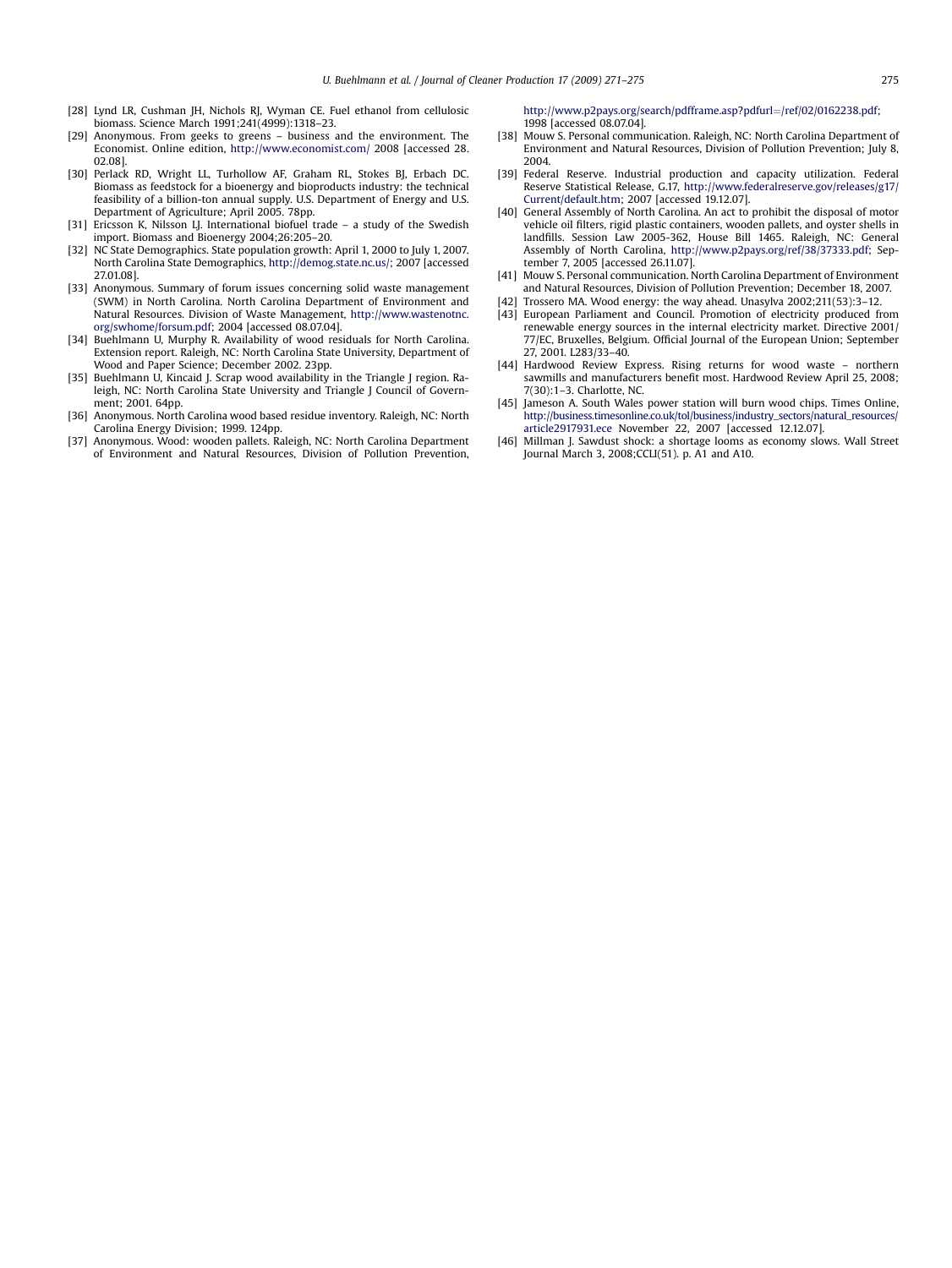[28] Lynd LR, Cushman JH, Nichols RJ, Wyman CE. Fuel ethanol from cellulosic biomass. Science March 1991;241(4999):1318–23.

[29] Anonymous. From geeks to greens – business and the environment. The Economist. Online edition, http://www.economist.com/ 2008 [accessed 28. 02.08].

[30] Perlack RD, Wright LL, Turhollow AF, Graham RL, Stokes BJ, Erbach DC. Biomass as feedstock for a bioenergy and bioproducts industry: the technical feasibility of a billion-ton annual supply. U.S. Department of Energy and U.S. Department of Agriculture; April 2005. 78pp.

[31] Ericsson K, Nilsson LJ. International biofuel trade – a study of the Swedish import. Biomass and Bioenergy 2004;26:205–20.

[32] NC State Demographics. State population growth: April 1, 2000 to July 1, 2007. North Carolina State Demographics, http://demog.state.nc.us/; 2007 [accessed 27.01.08].

[33] Anonymous. Summary of forum issues concerning solid waste management (SWM) in North Carolina. North Carolina Department of Environment and Natural Resources. Division of Waste Management, http://www.wastenotnc.org/swhome/forsum.pdf; 2004 [accessed 08.07.04].

[34] Buehlmann U, Murphy R. Availability of wood residuals for North Carolina. Extension report. Raleigh, NC: North Carolina State University, Department of Wood and Paper Science; December 2002. 23pp.

[35] Buehlmann U, Kincaid J. Scrap wood availability in the Triangle J region. Raleigh, NC: North Carolina State University and Triangle J Council of Government; 2001. 64pp.

[36] Anonymous. North Carolina wood based residue inventory. Raleigh, NC: North Carolina Energy Division; 1999. 124pp.

[37] Anonymous. Wood: wooden pallets. Raleigh, NC: North Carolina Department of Environment and Natural Resources, Division of Pollution Prevention, http://www.p2pays.org/search/pdfframe.asp?pdfurl=/ref/02/0162238.pdf; 1998 [accessed 08.07.04].

[38] Mouw S. Personal communication. Raleigh, NC: North Carolina Department of Environment and Natural Resources, Division of Pollution Prevention; July 8, 2004.

[39] Federal Reserve. Industrial production and capacity utilization. Federal Reserve Statistical Release, G.17, http://www.federalreserve.gov/releases/g17/Current/default.htm; 2007 [accessed 19.12.07].

[40] General Assembly of North Carolina. An act to prohibit the disposal of motor vehicle oil filters, rigid plastic containers, wooden pallets, and oyster shells in landfills. Session Law 2005-362, House Bill 1465. Raleigh, NC: General Assembly of North Carolina, http://www.p2pays.org/ref/38/37333.pdf; September 7, 2005 [accessed 26.11.07].

[41] Mouw S. Personal communication. North Carolina Department of Environment and Natural Resources, Division of Pollution Prevention; December 18, 2007.

[42] Trossero MA. Wood energy: the way ahead. Unasylva 2002;211(53):3–12.

[43] European Parliament and Council. Promotion of electricity produced from renewable energy sources in the internal electricity market. Directive 2001/77/EC, Bruxelles, Belgium. Official Journal of the European Union; September 27, 2001. L283/33–40.

[44] Hardwood Review Express. Rising returns for wood waste – northern sawmills and manufacturers benefit most. Hardwood Review April 25, 2008; 7(30):1–3. Charlotte, NC.

[45] Jameson A. South Wales power station will burn wood chips. Times Online, http://business.timesonline.co.uk/tol/business/industry_sectors/natural_resources/article2917931.ece November 22, 2007 [accessed 12.12.07].

[46] Millman J. Sawdust shock: a shortage looms as economy slows. Wall Street Journal March 3, 2008;CCLI(51). p. A1 and A10.